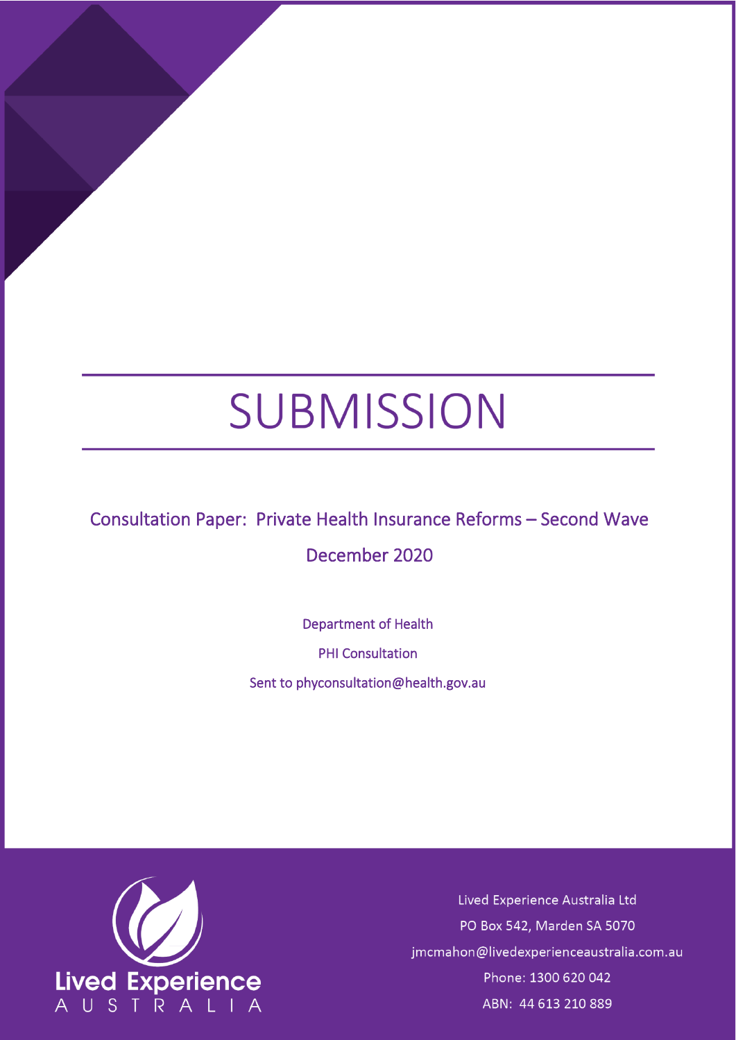# SUBMISSION

## Consultation Paper: Private Health Insurance Reforms – Second Wave

## December 2020

Department of Health

PHI Consultation

Sent to phyconsultation@health.gov.au

Lived Experience Australia

Lived Experience Australia Ltd

PO Box 542, Marden SA 5070

jmcmahon@livedexperienceaustralia.com.au

Phone: 1300 620 042

ABN: 44 613 210 889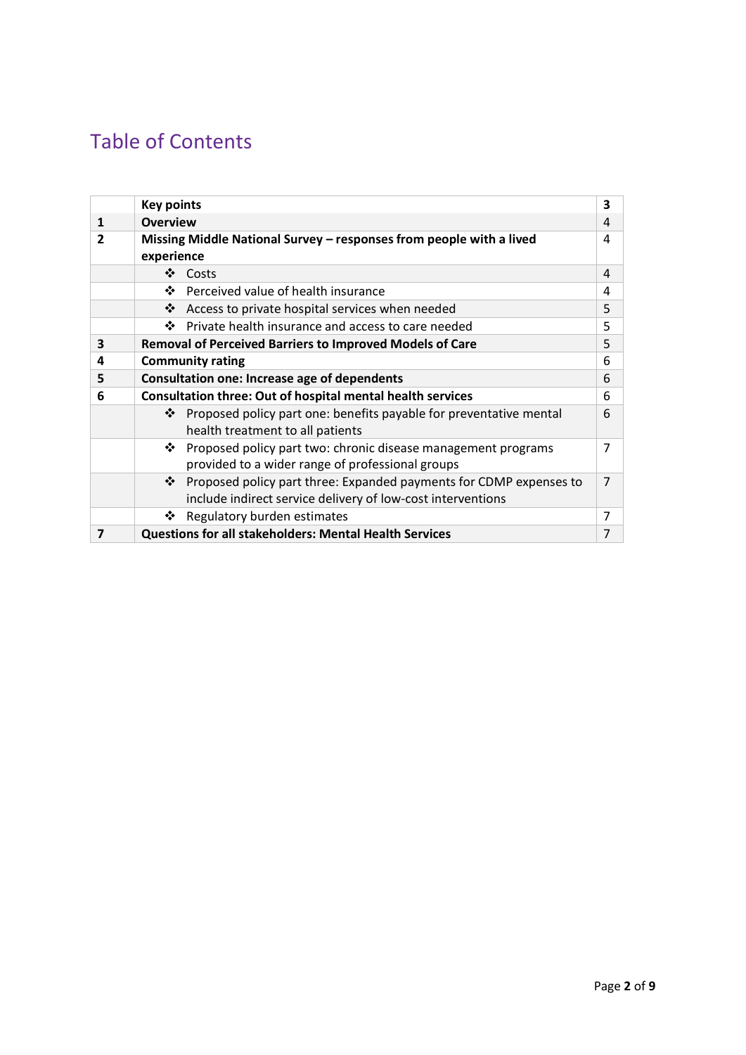# Table of Contents

| | | |
|---|---|---|
| | **Key points** | **3** |
| **1** | **Overview** | 4 |
| **2** | **Missing Middle National Survey – responses from people with a lived experience** | 4 |
| | ❖ Costs | 4 |
| | ❖ Perceived value of health insurance | 4 |
| | ❖ Access to private hospital services when needed | 5 |
| | ❖ Private health insurance and access to care needed | 5 |
| **3** | **Removal of Perceived Barriers to Improved Models of Care** | 5 |
| **4** | **Community rating** | 6 |
| **5** | **Consultation one: Increase age of dependents** | 6 |
| **6** | **Consultation three: Out of hospital mental health services** | 6 |
| | ❖ Proposed policy part one: benefits payable for preventative mental health treatment to all patients | 6 |
| | ❖ Proposed policy part two: chronic disease management programs provided to a wider range of professional groups | 7 |
| | ❖ Proposed policy part three: Expanded payments for CDMP expenses to include indirect service delivery of low-cost interventions | 7 |
| | ❖ Regulatory burden estimates | 7 |
| **7** | **Questions for all stakeholders: Mental Health Services** | 7 |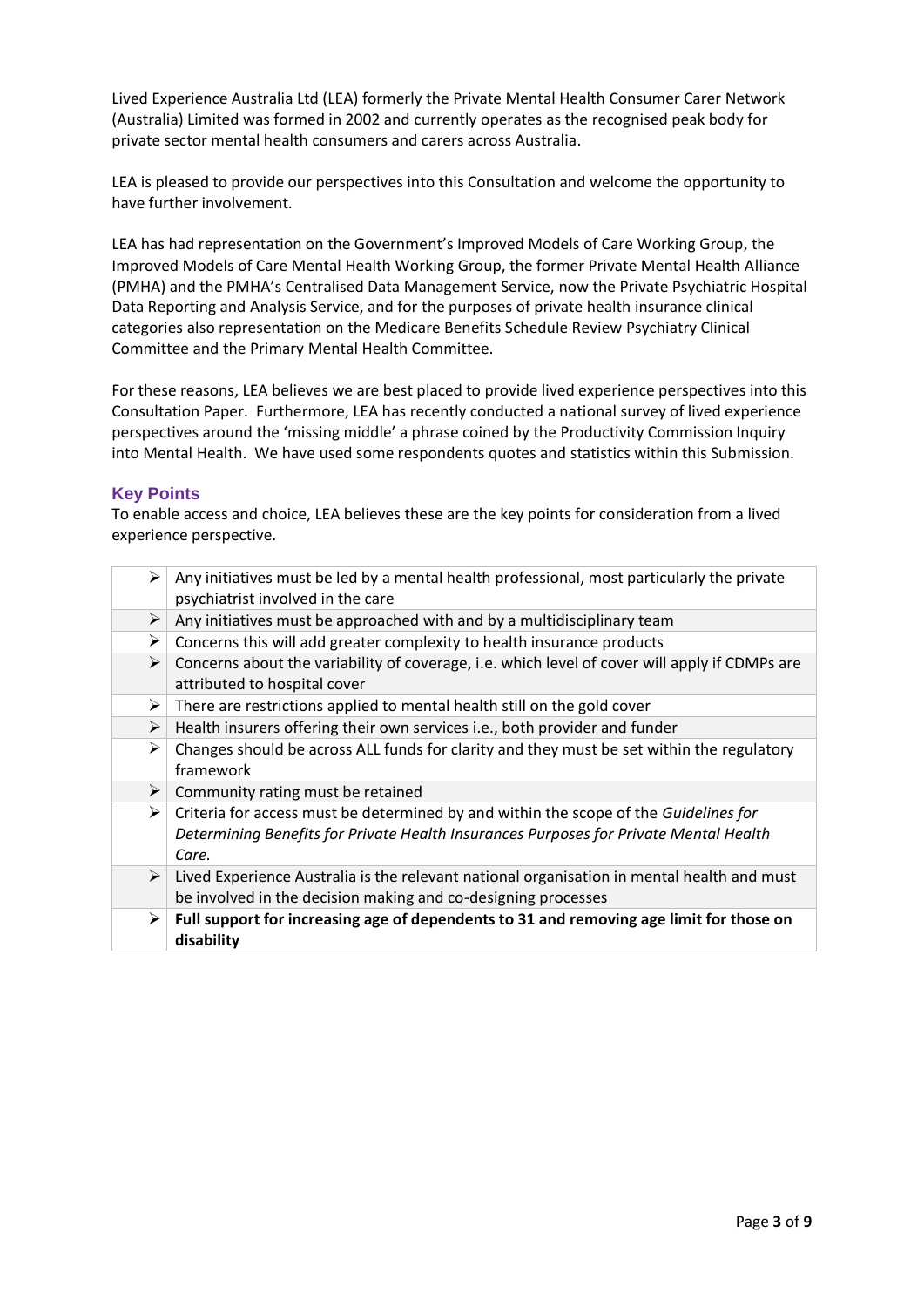Lived Experience Australia Ltd (LEA) formerly the Private Mental Health Consumer Carer Network (Australia) Limited was formed in 2002 and currently operates as the recognised peak body for private sector mental health consumers and carers across Australia.

LEA is pleased to provide our perspectives into this Consultation and welcome the opportunity to have further involvement.

LEA has had representation on the Government's Improved Models of Care Working Group, the Improved Models of Care Mental Health Working Group, the former Private Mental Health Alliance (PMHA) and the PMHA's Centralised Data Management Service, now the Private Psychiatric Hospital Data Reporting and Analysis Service, and for the purposes of private health insurance clinical categories also representation on the Medicare Benefits Schedule Review Psychiatry Clinical Committee and the Primary Mental Health Committee.

For these reasons, LEA believes we are best placed to provide lived experience perspectives into this Consultation Paper. Furthermore, LEA has recently conducted a national survey of lived experience perspectives around the 'missing middle' a phrase coined by the Productivity Commission Inquiry into Mental Health. We have used some respondents quotes and statistics within this Submission.

## Key Points

To enable access and choice, LEA believes these are the key points for consideration from a lived experience perspective.

| | |
|---|---|
| ➢ | Any initiatives must be led by a mental health professional, most particularly the private psychiatrist involved in the care |
| ➢ | Any initiatives must be approached with and by a multidisciplinary team |
| ➢ | Concerns this will add greater complexity to health insurance products |
| ➢ | Concerns about the variability of coverage, i.e. which level of cover will apply if CDMPs are attributed to hospital cover |
| ➢ | There are restrictions applied to mental health still on the gold cover |
| ➢ | Health insurers offering their own services i.e., both provider and funder |
| ➢ | Changes should be across ALL funds for clarity and they must be set within the regulatory framework |
| ➢ | Community rating must be retained |
| ➢ | Criteria for access must be determined by and within the scope of the *Guidelines for Determining Benefits for Private Health Insurances Purposes for Private Mental Health Care.* |
| ➢ | Lived Experience Australia is the relevant national organisation in mental health and must be involved in the decision making and co-designing processes |
| ➢ | **Full support for increasing age of dependents to 31 and removing age limit for those on disability** |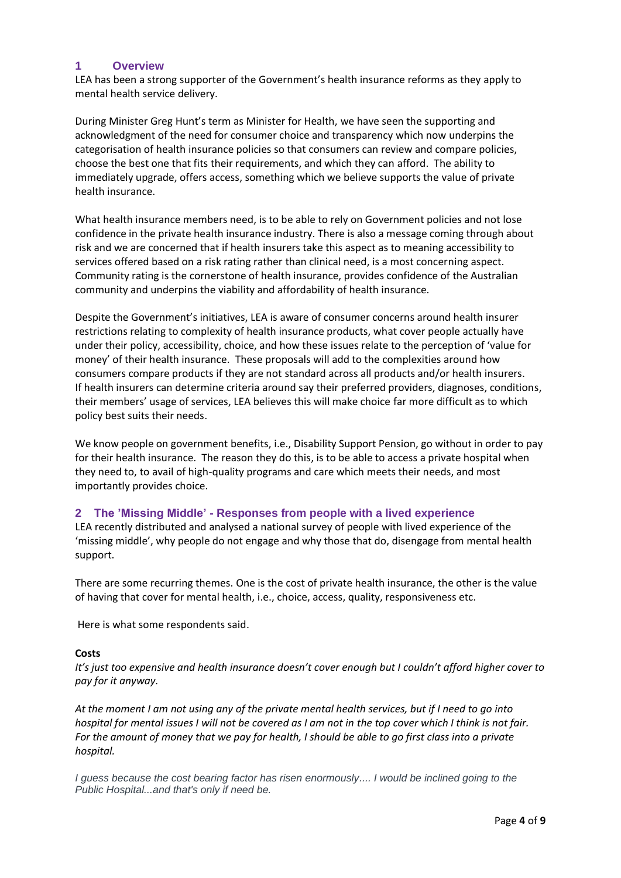## 1 Overview

LEA has been a strong supporter of the Government's health insurance reforms as they apply to mental health service delivery.

During Minister Greg Hunt's term as Minister for Health, we have seen the supporting and acknowledgment of the need for consumer choice and transparency which now underpins the categorisation of health insurance policies so that consumers can review and compare policies, choose the best one that fits their requirements, and which they can afford. The ability to immediately upgrade, offers access, something which we believe supports the value of private health insurance.

What health insurance members need, is to be able to rely on Government policies and not lose confidence in the private health insurance industry. There is also a message coming through about risk and we are concerned that if health insurers take this aspect as to meaning accessibility to services offered based on a risk rating rather than clinical need, is a most concerning aspect. Community rating is the cornerstone of health insurance, provides confidence of the Australian community and underpins the viability and affordability of health insurance.

Despite the Government's initiatives, LEA is aware of consumer concerns around health insurer restrictions relating to complexity of health insurance products, what cover people actually have under their policy, accessibility, choice, and how these issues relate to the perception of 'value for money' of their health insurance. These proposals will add to the complexities around how consumers compare products if they are not standard across all products and/or health insurers. If health insurers can determine criteria around say their preferred providers, diagnoses, conditions, their members' usage of services, LEA believes this will make choice far more difficult as to which policy best suits their needs.

We know people on government benefits, i.e., Disability Support Pension, go without in order to pay for their health insurance. The reason they do this, is to be able to access a private hospital when they need to, to avail of high-quality programs and care which meets their needs, and most importantly provides choice.

## 2 The 'Missing Middle' - Responses from people with a lived experience

LEA recently distributed and analysed a national survey of people with lived experience of the 'missing middle', why people do not engage and why those that do, disengage from mental health support.

There are some recurring themes. One is the cost of private health insurance, the other is the value of having that cover for mental health, i.e., choice, access, quality, responsiveness etc.

Here is what some respondents said.

**Costs**

*It's just too expensive and health insurance doesn't cover enough but I couldn't afford higher cover to pay for it anyway.*

*At the moment I am not using any of the private mental health services, but if I need to go into hospital for mental issues I will not be covered as I am not in the top cover which I think is not fair. For the amount of money that we pay for health, I should be able to go first class into a private hospital.*

*I guess because the cost bearing factor has risen enormously.... I would be inclined going to the Public Hospital...and that's only if need be.*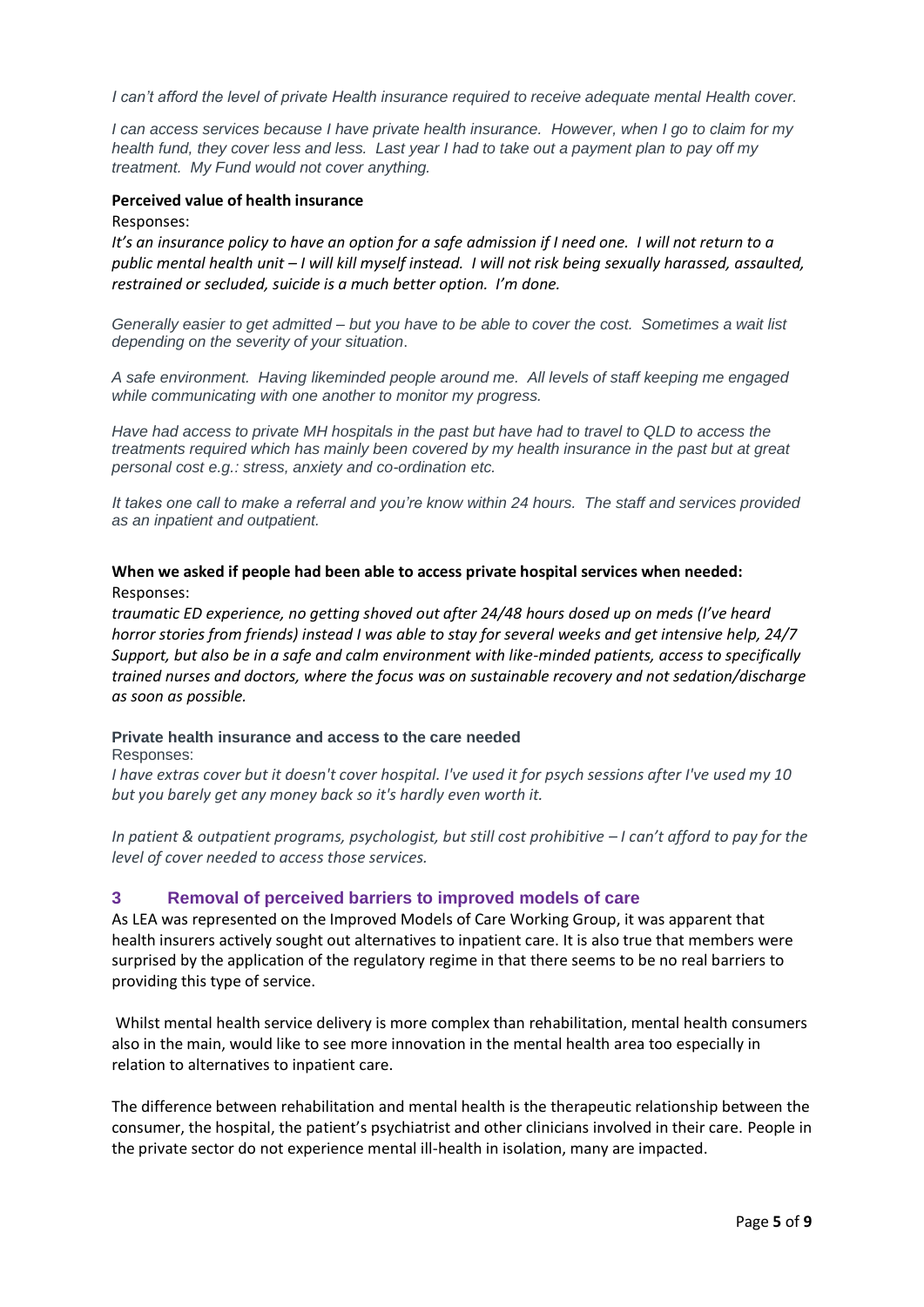*I can't afford the level of private Health insurance required to receive adequate mental Health cover.*

*I can access services because I have private health insurance. However, when I go to claim for my health fund, they cover less and less. Last year I had to take out a payment plan to pay off my treatment. My Fund would not cover anything.*

**Perceived value of health insurance**

Responses:

*It's an insurance policy to have an option for a safe admission if I need one. I will not return to a public mental health unit – I will kill myself instead. I will not risk being sexually harassed, assaulted, restrained or secluded, suicide is a much better option. I'm done.*

*Generally easier to get admitted – but you have to be able to cover the cost. Sometimes a wait list depending on the severity of your situation.*

*A safe environment. Having likeminded people around me. All levels of staff keeping me engaged while communicating with one another to monitor my progress.*

*Have had access to private MH hospitals in the past but have had to travel to QLD to access the treatments required which has mainly been covered by my health insurance in the past but at great personal cost e.g.: stress, anxiety and co-ordination etc.*

*It takes one call to make a referral and you're know within 24 hours. The staff and services provided as an inpatient and outpatient.*

**When we asked if people had been able to access private hospital services when needed:**

Responses:

*traumatic ED experience, no getting shoved out after 24/48 hours dosed up on meds (I've heard horror stories from friends) instead I was able to stay for several weeks and get intensive help, 24/7 Support, but also be in a safe and calm environment with like-minded patients, access to specifically trained nurses and doctors, where the focus was on sustainable recovery and not sedation/discharge as soon as possible.*

**Private health insurance and access to the care needed**

Responses:

*I have extras cover but it doesn't cover hospital. I've used it for psych sessions after I've used my 10 but you barely get any money back so it's hardly even worth it.*

*In patient & outpatient programs, psychologist, but still cost prohibitive – I can't afford to pay for the level of cover needed to access those services.*

## 3 Removal of perceived barriers to improved models of care

As LEA was represented on the Improved Models of Care Working Group, it was apparent that health insurers actively sought out alternatives to inpatient care. It is also true that members were surprised by the application of the regulatory regime in that there seems to be no real barriers to providing this type of service.

Whilst mental health service delivery is more complex than rehabilitation, mental health consumers also in the main, would like to see more innovation in the mental health area too especially in relation to alternatives to inpatient care.

The difference between rehabilitation and mental health is the therapeutic relationship between the consumer, the hospital, the patient's psychiatrist and other clinicians involved in their care. People in the private sector do not experience mental ill-health in isolation, many are impacted.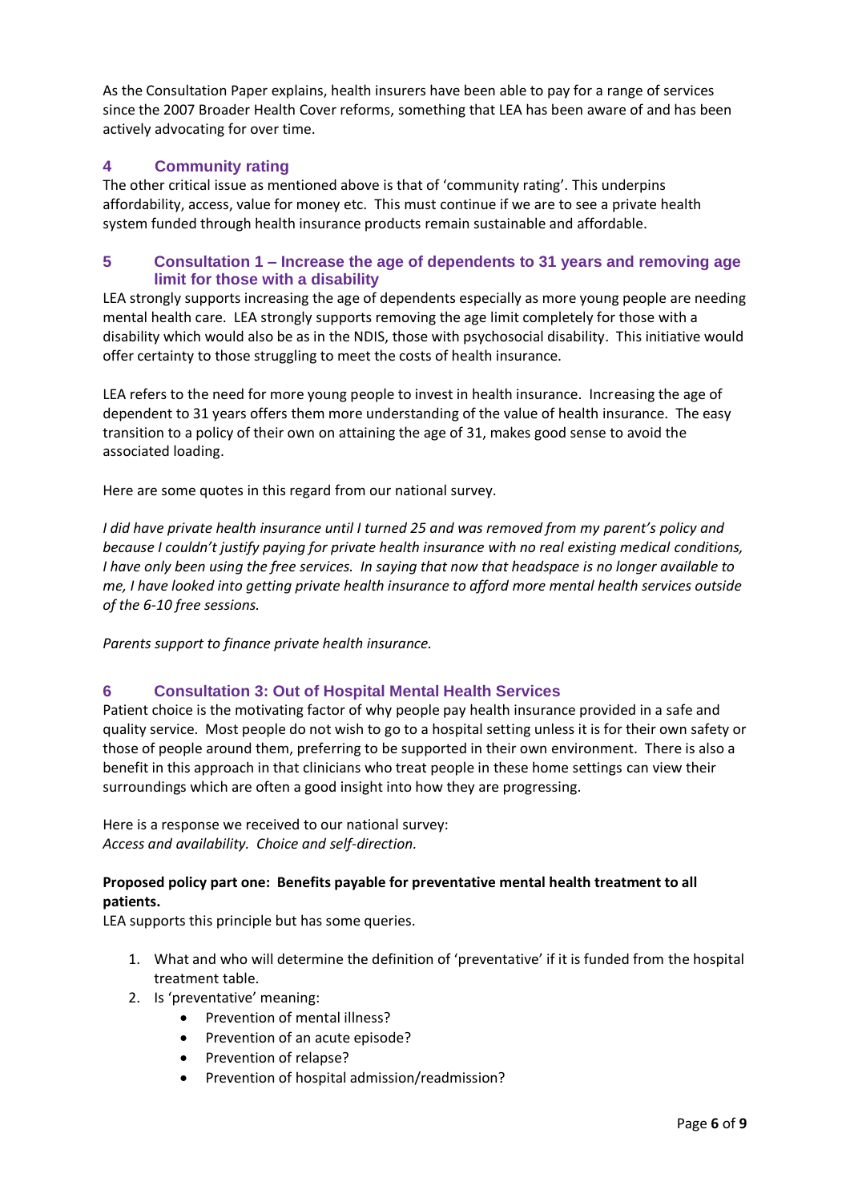As the Consultation Paper explains, health insurers have been able to pay for a range of services since the 2007 Broader Health Cover reforms, something that LEA has been aware of and has been actively advocating for over time.

## 4 Community rating

The other critical issue as mentioned above is that of 'community rating'. This underpins affordability, access, value for money etc. This must continue if we are to see a private health system funded through health insurance products remain sustainable and affordable.

## 5 Consultation 1 – Increase the age of dependents to 31 years and removing age limit for those with a disability

LEA strongly supports increasing the age of dependents especially as more young people are needing mental health care. LEA strongly supports removing the age limit completely for those with a disability which would also be as in the NDIS, those with psychosocial disability. This initiative would offer certainty to those struggling to meet the costs of health insurance.

LEA refers to the need for more young people to invest in health insurance. Increasing the age of dependent to 31 years offers them more understanding of the value of health insurance. The easy transition to a policy of their own on attaining the age of 31, makes good sense to avoid the associated loading.

Here are some quotes in this regard from our national survey.

*I did have private health insurance until I turned 25 and was removed from my parent's policy and because I couldn't justify paying for private health insurance with no real existing medical conditions, I have only been using the free services. In saying that now that headspace is no longer available to me, I have looked into getting private health insurance to afford more mental health services outside of the 6-10 free sessions.*

*Parents support to finance private health insurance.*

## 6 Consultation 3: Out of Hospital Mental Health Services

Patient choice is the motivating factor of why people pay health insurance provided in a safe and quality service. Most people do not wish to go to a hospital setting unless it is for their own safety or those of people around them, preferring to be supported in their own environment. There is also a benefit in this approach in that clinicians who treat people in these home settings can view their surroundings which are often a good insight into how they are progressing.

Here is a response we received to our national survey:
*Access and availability. Choice and self-direction.*

**Proposed policy part one: Benefits payable for preventative mental health treatment to all patients.**

LEA supports this principle but has some queries.

1. What and who will determine the definition of 'preventative' if it is funded from the hospital treatment table.
2. Is 'preventative' meaning:
   - Prevention of mental illness?
   - Prevention of an acute episode?
   - Prevention of relapse?
   - Prevention of hospital admission/readmission?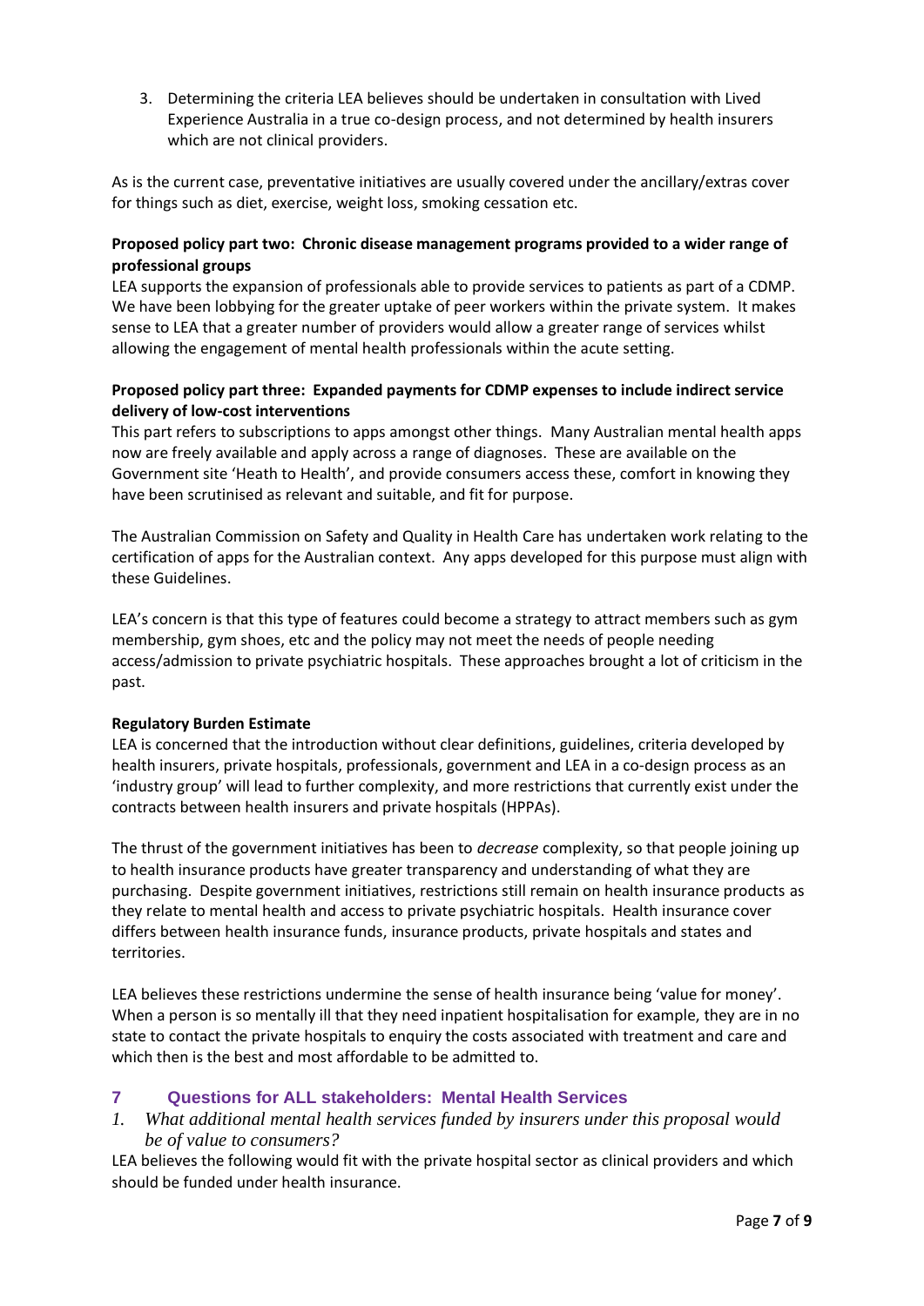3. Determining the criteria LEA believes should be undertaken in consultation with Lived Experience Australia in a true co-design process, and not determined by health insurers which are not clinical providers.

As is the current case, preventative initiatives are usually covered under the ancillary/extras cover for things such as diet, exercise, weight loss, smoking cessation etc.

**Proposed policy part two: Chronic disease management programs provided to a wider range of professional groups**

LEA supports the expansion of professionals able to provide services to patients as part of a CDMP. We have been lobbying for the greater uptake of peer workers within the private system. It makes sense to LEA that a greater number of providers would allow a greater range of services whilst allowing the engagement of mental health professionals within the acute setting.

**Proposed policy part three: Expanded payments for CDMP expenses to include indirect service delivery of low-cost interventions**

This part refers to subscriptions to apps amongst other things. Many Australian mental health apps now are freely available and apply across a range of diagnoses. These are available on the Government site 'Heath to Health', and provide consumers access these, comfort in knowing they have been scrutinised as relevant and suitable, and fit for purpose.

The Australian Commission on Safety and Quality in Health Care has undertaken work relating to the certification of apps for the Australian context. Any apps developed for this purpose must align with these Guidelines.

LEA's concern is that this type of features could become a strategy to attract members such as gym membership, gym shoes, etc and the policy may not meet the needs of people needing access/admission to private psychiatric hospitals. These approaches brought a lot of criticism in the past.

**Regulatory Burden Estimate**

LEA is concerned that the introduction without clear definitions, guidelines, criteria developed by health insurers, private hospitals, professionals, government and LEA in a co-design process as an 'industry group' will lead to further complexity, and more restrictions that currently exist under the contracts between health insurers and private hospitals (HPPAs).

The thrust of the government initiatives has been to *decrease* complexity, so that people joining up to health insurance products have greater transparency and understanding of what they are purchasing. Despite government initiatives, restrictions still remain on health insurance products as they relate to mental health and access to private psychiatric hospitals. Health insurance cover differs between health insurance funds, insurance products, private hospitals and states and territories.

LEA believes these restrictions undermine the sense of health insurance being 'value for money'. When a person is so mentally ill that they need inpatient hospitalisation for example, they are in no state to contact the private hospitals to enquiry the costs associated with treatment and care and which then is the best and most affordable to be admitted to.

## 7 Questions for ALL stakeholders: Mental Health Services

1. *What additional mental health services funded by insurers under this proposal would be of value to consumers?*

LEA believes the following would fit with the private hospital sector as clinical providers and which should be funded under health insurance.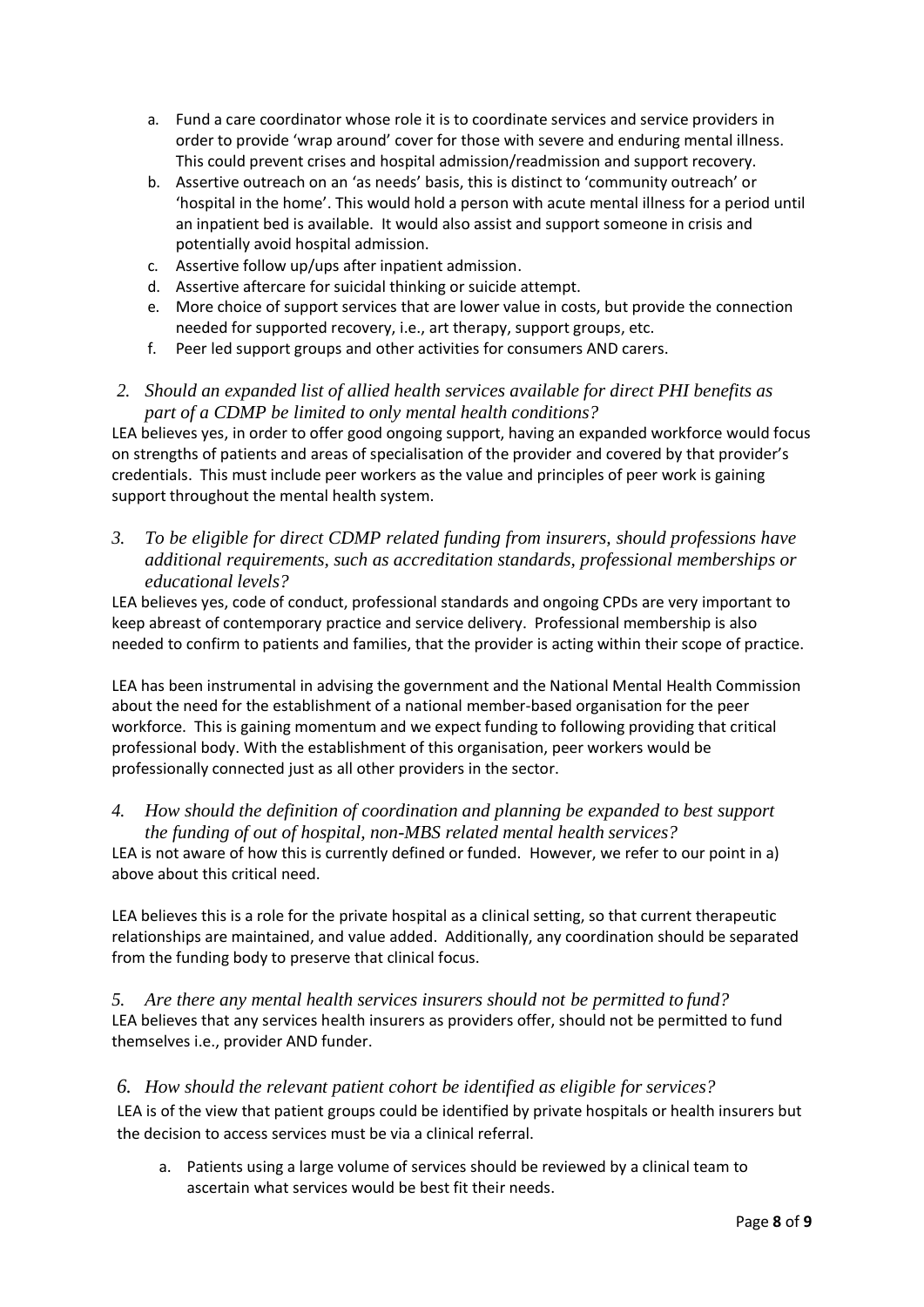a. Fund a care coordinator whose role it is to coordinate services and service providers in order to provide 'wrap around' cover for those with severe and enduring mental illness. This could prevent crises and hospital admission/readmission and support recovery.
b. Assertive outreach on an 'as needs' basis, this is distinct to 'community outreach' or 'hospital in the home'. This would hold a person with acute mental illness for a period until an inpatient bed is available. It would also assist and support someone in crisis and potentially avoid hospital admission.
c. Assertive follow up/ups after inpatient admission.
d. Assertive aftercare for suicidal thinking or suicide attempt.
e. More choice of support services that are lower value in costs, but provide the connection needed for supported recovery, i.e., art therapy, support groups, etc.
f. Peer led support groups and other activities for consumers AND carers.

*2. Should an expanded list of allied health services available for direct PHI benefits as part of a CDMP be limited to only mental health conditions?*

LEA believes yes, in order to offer good ongoing support, having an expanded workforce would focus on strengths of patients and areas of specialisation of the provider and covered by that provider's credentials. This must include peer workers as the value and principles of peer work is gaining support throughout the mental health system.

*3. To be eligible for direct CDMP related funding from insurers, should professions have additional requirements, such as accreditation standards, professional memberships or educational levels?*

LEA believes yes, code of conduct, professional standards and ongoing CPDs are very important to keep abreast of contemporary practice and service delivery. Professional membership is also needed to confirm to patients and families, that the provider is acting within their scope of practice.

LEA has been instrumental in advising the government and the National Mental Health Commission about the need for the establishment of a national member-based organisation for the peer workforce. This is gaining momentum and we expect funding to following providing that critical professional body. With the establishment of this organisation, peer workers would be professionally connected just as all other providers in the sector.

*4. How should the definition of coordination and planning be expanded to best support the funding of out of hospital, non-MBS related mental health services?*

LEA is not aware of how this is currently defined or funded. However, we refer to our point in a) above about this critical need.

LEA believes this is a role for the private hospital as a clinical setting, so that current therapeutic relationships are maintained, and value added. Additionally, any coordination should be separated from the funding body to preserve that clinical focus.

*5. Are there any mental health services insurers should not be permitted to fund?*

LEA believes that any services health insurers as providers offer, should not be permitted to fund themselves i.e., provider AND funder.

*6. How should the relevant patient cohort be identified as eligible for services?*

LEA is of the view that patient groups could be identified by private hospitals or health insurers but the decision to access services must be via a clinical referral.

a. Patients using a large volume of services should be reviewed by a clinical team to ascertain what services would be best fit their needs.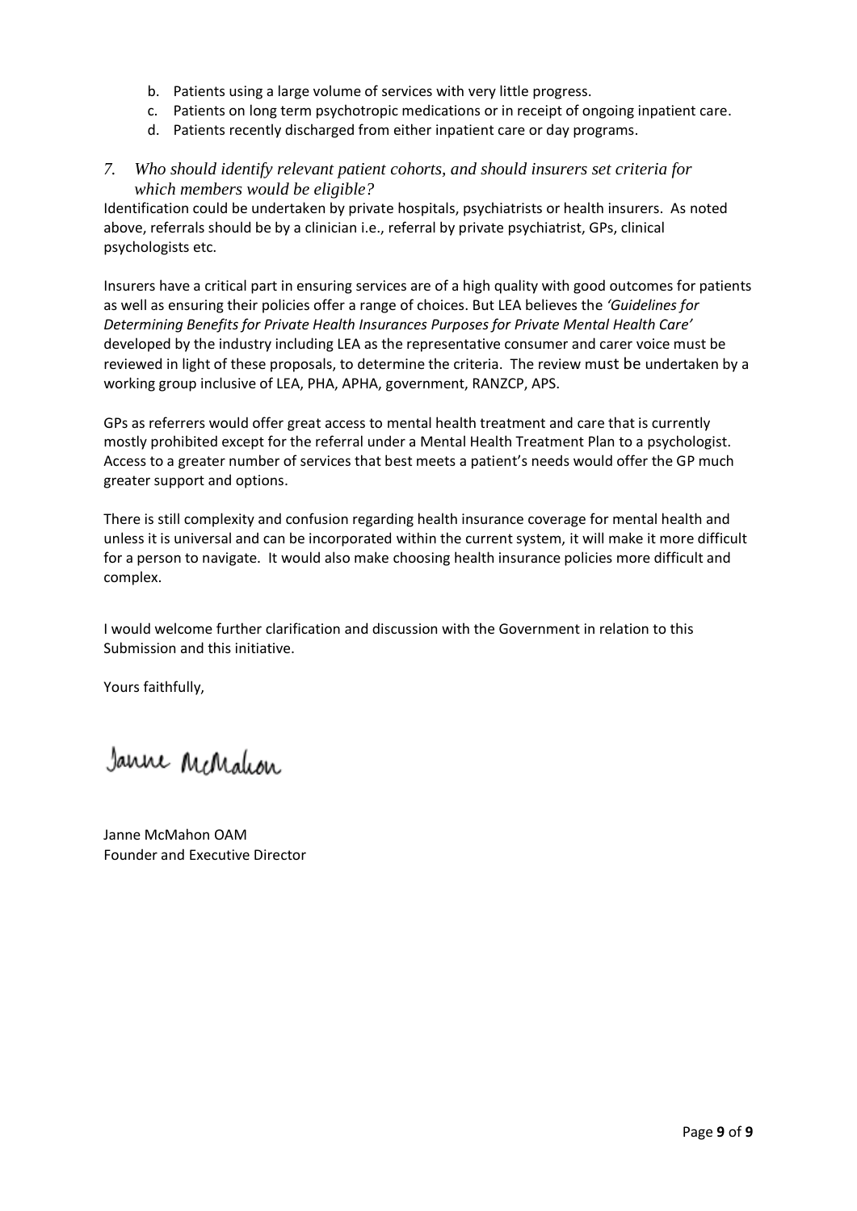b. Patients using a large volume of services with very little progress.
c. Patients on long term psychotropic medications or in receipt of ongoing inpatient care.
d. Patients recently discharged from either inpatient care or day programs.

*7. Who should identify relevant patient cohorts, and should insurers set criteria for which members would be eligible?*

Identification could be undertaken by private hospitals, psychiatrists or health insurers. As noted above, referrals should be by a clinician i.e., referral by private psychiatrist, GPs, clinical psychologists etc.

Insurers have a critical part in ensuring services are of a high quality with good outcomes for patients as well as ensuring their policies offer a range of choices. But LEA believes the *'Guidelines for Determining Benefits for Private Health Insurances Purposes for Private Mental Health Care'* developed by the industry including LEA as the representative consumer and carer voice must be reviewed in light of these proposals, to determine the criteria. The review must be undertaken by a working group inclusive of LEA, PHA, APHA, government, RANZCP, APS.

GPs as referrers would offer great access to mental health treatment and care that is currently mostly prohibited except for the referral under a Mental Health Treatment Plan to a psychologist. Access to a greater number of services that best meets a patient's needs would offer the GP much greater support and options.

There is still complexity and confusion regarding health insurance coverage for mental health and unless it is universal and can be incorporated within the current system, it will make it more difficult for a person to navigate. It would also make choosing health insurance policies more difficult and complex.

I would welcome further clarification and discussion with the Government in relation to this Submission and this initiative.

Yours faithfully,

Janne McMahon

Janne McMahon OAM
Founder and Executive Director